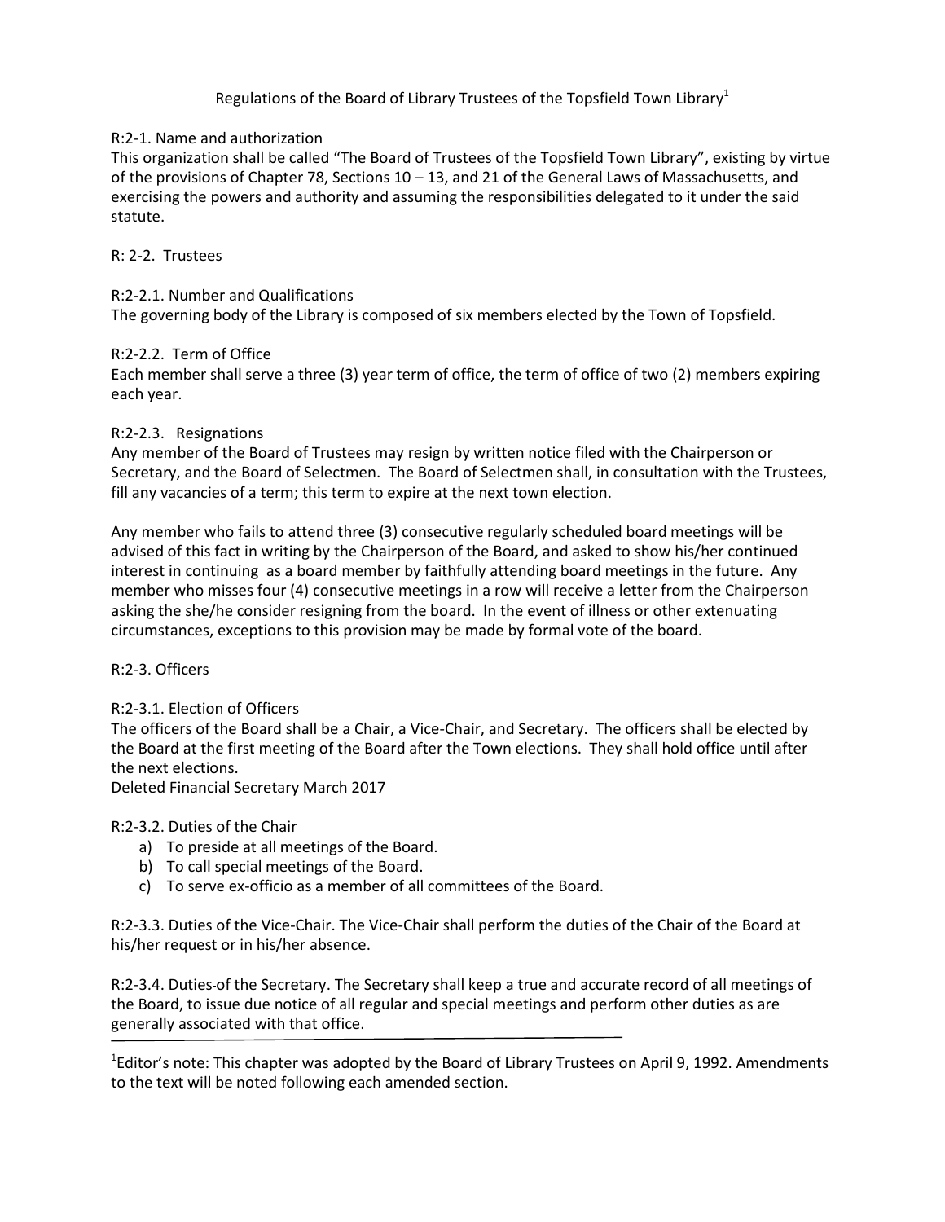# Regulations of the Board of Library Trustees of the Topsfield Town Library[1]

## R:2-1. Name and authorization

This organization shall be called "The Board of Trustees of the Topsfield Town Library", existing by virtue of the provisions of Chapter 78, Sections 10 – 13, and 21 of the General Laws of Massachusetts, and exercising the powers and authority and assuming the responsibilities delegated to it under the said statute.

## R: 2-2. Trustees

### R:2-2.1. Number and Qualifications

The governing body of the Library is composed of six members elected by the Town of Topsfield.

### R:2-2.2. Term of Office

Each member shall serve a three (3) year term of office, the term of office of two (2) members expiring each year.

### R:2-2.3. Resignations

Any member of the Board of Trustees may resign by written notice filed with the Chairperson or Secretary, and the Board of Selectmen. The Board of Selectmen shall, in consultation with the Trustees, fill any vacancies of a term; this term to expire at the next town election.

Any member who fails to attend three (3) consecutive regularly scheduled board meetings will be advised of this fact in writing by the Chairperson of the Board, and asked to show his/her continued interest in continuing as a board member by faithfully attending board meetings in the future. Any member who misses four (4) consecutive meetings in a row will receive a letter from the Chairperson asking the she/he consider resigning from the board. In the event of illness or other extenuating circumstances, exceptions to this provision may be made by formal vote of the board.

## R:2-3. Officers

### R:2-3.1. Election of Officers

The officers of the Board shall be a Chair, a Vice-Chair, and Secretary. The officers shall be elected by the Board at the first meeting of the Board after the Town elections. They shall hold office until after the next elections.

Deleted Financial Secretary March 2017

### R:2-3.2. Duties of the Chair

a) To preside at all meetings of the Board.
b) To call special meetings of the Board.
c) To serve ex-officio as a member of all committees of the Board.

R:2-3.3. Duties of the Vice-Chair. The Vice-Chair shall perform the duties of the Chair of the Board at his/her request or in his/her absence.

R:2-3.4. Duties of the Secretary. The Secretary shall keep a true and accurate record of all meetings of the Board, to issue due notice of all regular and special meetings and perform other duties as are generally associated with that office.

---

[1]Editor's note: This chapter was adopted by the Board of Library Trustees on April 9, 1992. Amendments to the text will be noted following each amended section.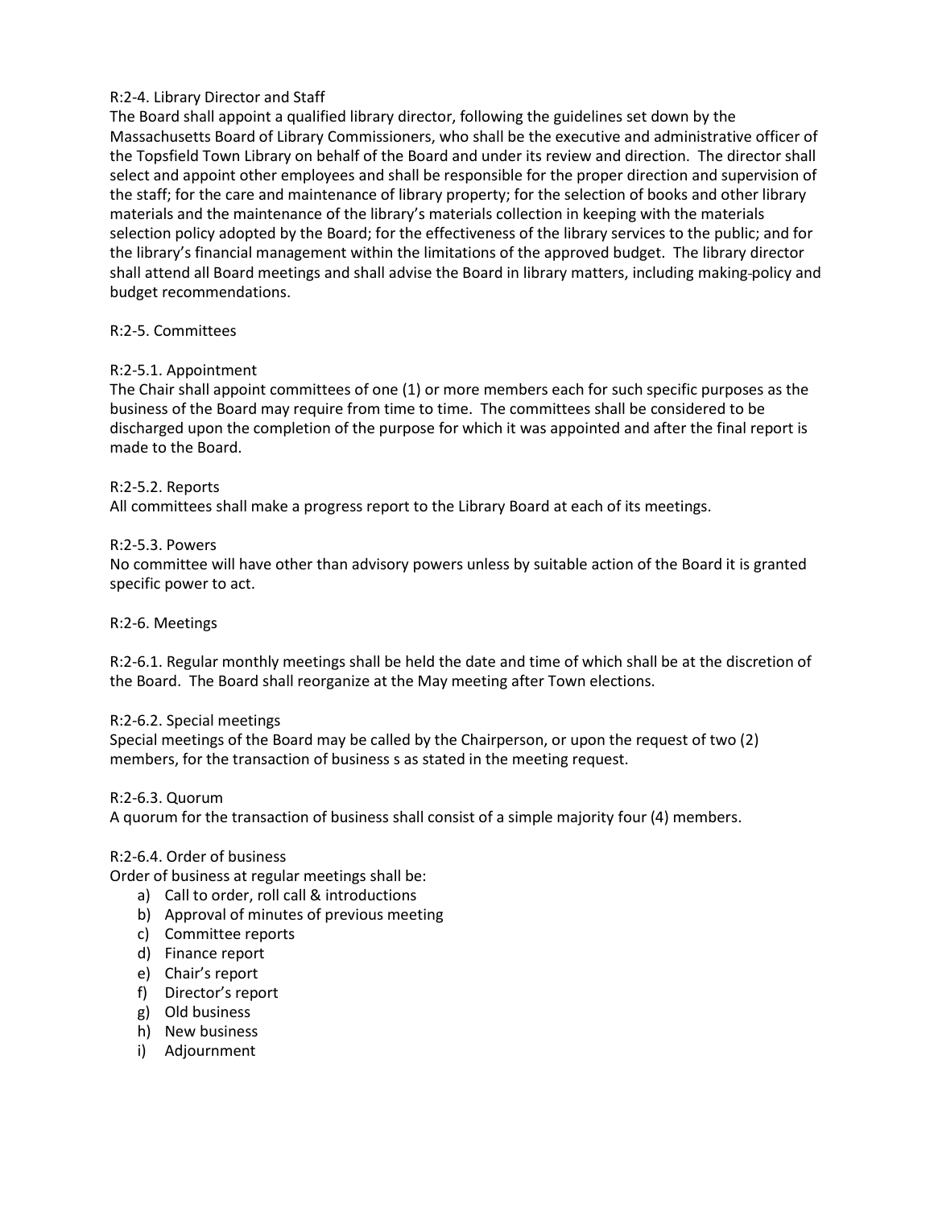R:2-4. Library Director and Staff

The Board shall appoint a qualified library director, following the guidelines set down by the Massachusetts Board of Library Commissioners, who shall be the executive and administrative officer of the Topsfield Town Library on behalf of the Board and under its review and direction. The director shall select and appoint other employees and shall be responsible for the proper direction and supervision of the staff; for the care and maintenance of library property; for the selection of books and other library materials and the maintenance of the library's materials collection in keeping with the materials selection policy adopted by the Board; for the effectiveness of the library services to the public; and for the library's financial management within the limitations of the approved budget. The library director shall attend all Board meetings and shall advise the Board in library matters, including making policy and budget recommendations.

R:2-5. Committees

R:2-5.1. Appointment

The Chair shall appoint committees of one (1) or more members each for such specific purposes as the business of the Board may require from time to time. The committees shall be considered to be discharged upon the completion of the purpose for which it was appointed and after the final report is made to the Board.

R:2-5.2. Reports

All committees shall make a progress report to the Library Board at each of its meetings.

R:2-5.3. Powers

No committee will have other than advisory powers unless by suitable action of the Board it is granted specific power to act.

R:2-6. Meetings

R:2-6.1. Regular monthly meetings shall be held the date and time of which shall be at the discretion of the Board. The Board shall reorganize at the May meeting after Town elections.

R:2-6.2. Special meetings

Special meetings of the Board may be called by the Chairperson, or upon the request of two (2) members, for the transaction of business s as stated in the meeting request.

R:2-6.3. Quorum

A quorum for the transaction of business shall consist of a simple majority four (4) members.

R:2-6.4. Order of business

Order of business at regular meetings shall be:

a) Call to order, roll call & introductions
b) Approval of minutes of previous meeting
c) Committee reports
d) Finance report
e) Chair's report
f) Director's report
g) Old business
h) New business
i) Adjournment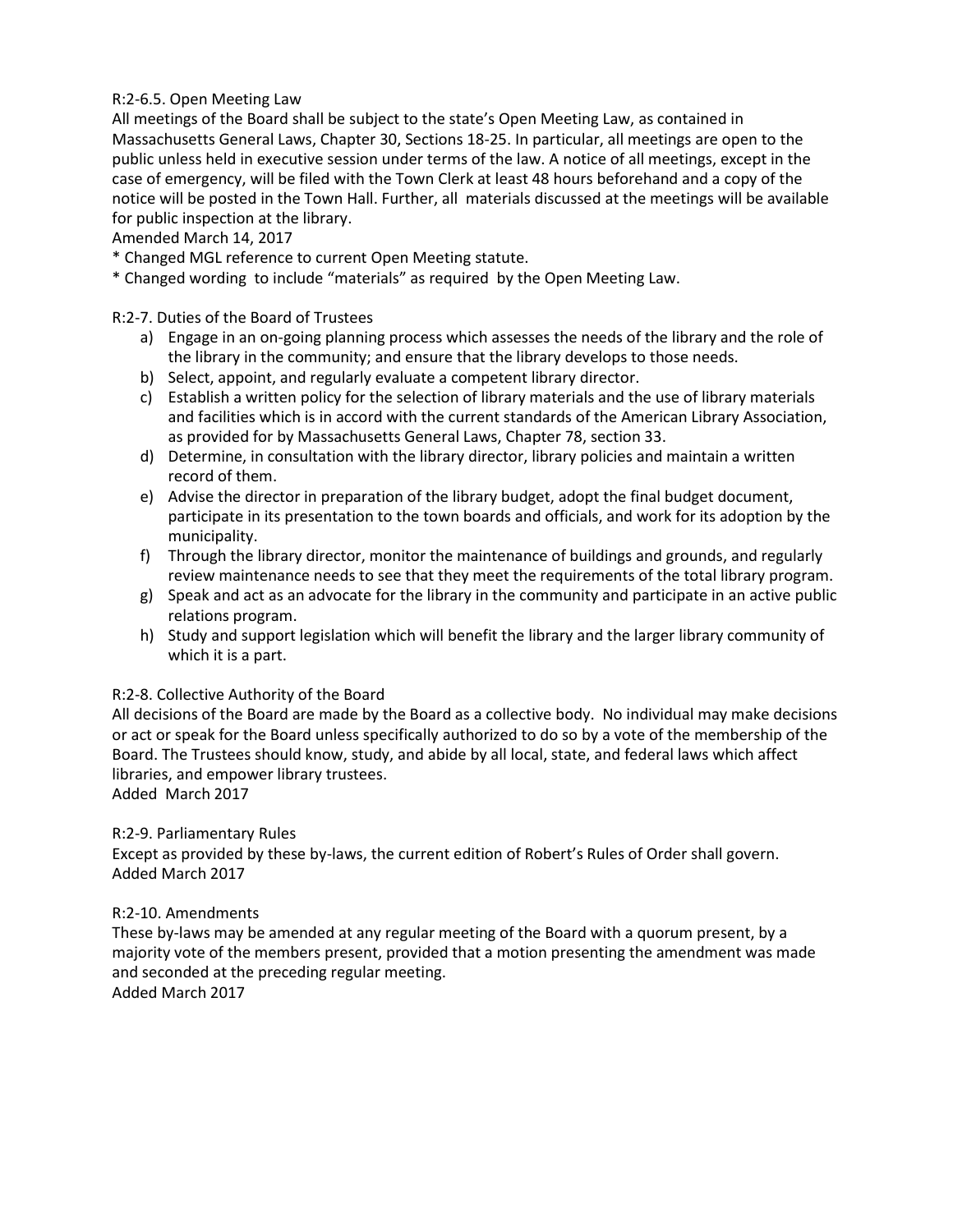R:2-6.5. Open Meeting Law

All meetings of the Board shall be subject to the state's Open Meeting Law, as contained in Massachusetts General Laws, Chapter 30, Sections 18-25. In particular, all meetings are open to the public unless held in executive session under terms of the law. A notice of all meetings, except in the case of emergency, will be filed with the Town Clerk at least 48 hours beforehand and a copy of the notice will be posted in the Town Hall. Further, all materials discussed at the meetings will be available for public inspection at the library.

Amended March 14, 2017

* Changed MGL reference to current Open Meeting statute.
* Changed wording to include "materials" as required by the Open Meeting Law.

R:2-7. Duties of the Board of Trustees

a) Engage in an on-going planning process which assesses the needs of the library and the role of the library in the community; and ensure that the library develops to those needs.
b) Select, appoint, and regularly evaluate a competent library director.
c) Establish a written policy for the selection of library materials and the use of library materials and facilities which is in accord with the current standards of the American Library Association, as provided for by Massachusetts General Laws, Chapter 78, section 33.
d) Determine, in consultation with the library director, library policies and maintain a written record of them.
e) Advise the director in preparation of the library budget, adopt the final budget document, participate in its presentation to the town boards and officials, and work for its adoption by the municipality.
f) Through the library director, monitor the maintenance of buildings and grounds, and regularly review maintenance needs to see that they meet the requirements of the total library program.
g) Speak and act as an advocate for the library in the community and participate in an active public relations program.
h) Study and support legislation which will benefit the library and the larger library community of which it is a part.

R:2-8. Collective Authority of the Board

All decisions of the Board are made by the Board as a collective body. No individual may make decisions or act or speak for the Board unless specifically authorized to do so by a vote of the membership of the Board. The Trustees should know, study, and abide by all local, state, and federal laws which affect libraries, and empower library trustees.

Added March 2017

R:2-9. Parliamentary Rules

Except as provided by these by-laws, the current edition of Robert's Rules of Order shall govern.

Added March 2017

R:2-10. Amendments

These by-laws may be amended at any regular meeting of the Board with a quorum present, by a majority vote of the members present, provided that a motion presenting the amendment was made and seconded at the preceding regular meeting.

Added March 2017